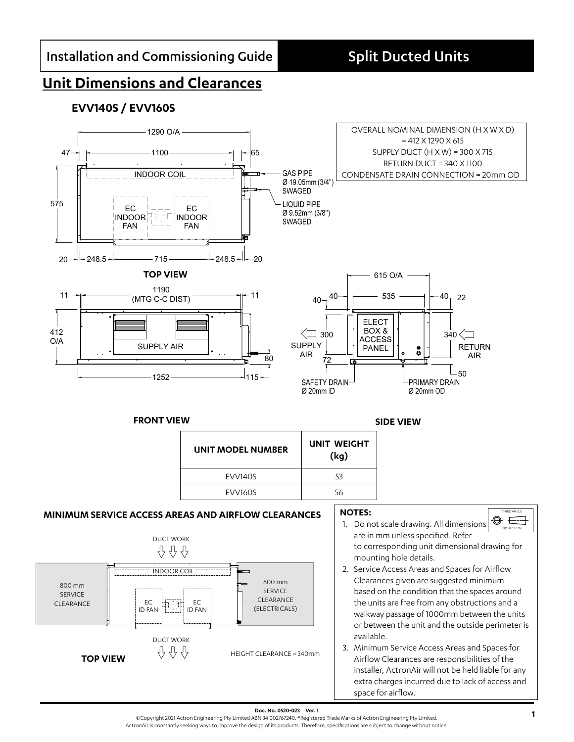Installation and Commissioning Guide | Split Ducted Units

## Unit Dimensions and Clearances

### EVV140S / EVV160S

OVERALL NOMINAL DIMENSION (H X W X D) = 412 X 1290 X 615
SUPPLY DUCT (H X W) = 300 X 715
RETURN DUCT = 340 X 1100
CONDENSATE DRAIN CONNECTION = 20mm OD

1290 O/A
47 — 1100 — 65
INDOOR COIL
GAS PIPE Ø 19.05mm (3/4") SWAGED
LIQUID PIPE Ø 9.52mm (3/8") SWAGED
575
EC INDOOR FAN
EC INDOOR FAN
20 — 248.5 — 715 — 248.5 — 20

**TOP VIEW**

11 — 1190 (MTG C-C DIST) — 11
412 O/A
SUPPLY AIR
80
1252 — 115

**FRONT VIEW**

615 O/A
40 — 40 — 535 — 40 — 22
ELECT BOX & ACCESS PANEL
300 SUPPLY AIR
72
340 RETURN AIR
50
SAFETY DRAIN Ø 20mm ID
PRIMARY DRAIN Ø 20mm OD

**SIDE VIEW**

| UNIT MODEL NUMBER | UNIT WEIGHT (kg) |
|---|---|
| EVV140S | 53 |
| EVV160S | 56 |

**MINIMUM SERVICE ACCESS AREAS AND AIRFLOW CLEARANCES**

DUCT WORK
INDOOR COIL
800 mm SERVICE CLEARANCE
EC ID FAN
EC ID FAN
800 mm SERVICE CLEARANCE (ELECTRICALS)
DUCT WORK
HEIGHT CLEARANCE = 340mm

**TOP VIEW**

**NOTES:**

THIRD ANGLE PROJECTION

1. Do not scale drawing. All dimensions are in mm unless specified. Refer to corresponding unit dimensional drawing for mounting hole details.
2. Service Access Areas and Spaces for Airflow Clearances given are suggested minimum based on the condition that the spaces around the units are free from any obstructions and a walkway passage of 1000mm between the units or between the unit and the outside perimeter is available.
3. Minimum Service Access Areas and Spaces for Airflow Clearances are responsibilities of the installer, ActronAir will not be held liable for any extra charges incurred due to lack of access and space for airflow.

**Doc. No. 0520-023 Ver. 1**
©Copyright 2021 Actron Engineering Pty Limited ABN 34 002767240. ®Registered Trade Marks of Actron Engineering Pty Limited.
ActronAir is constantly seeking ways to improve the design of its products. Therefore, specifications are subject to change without notice.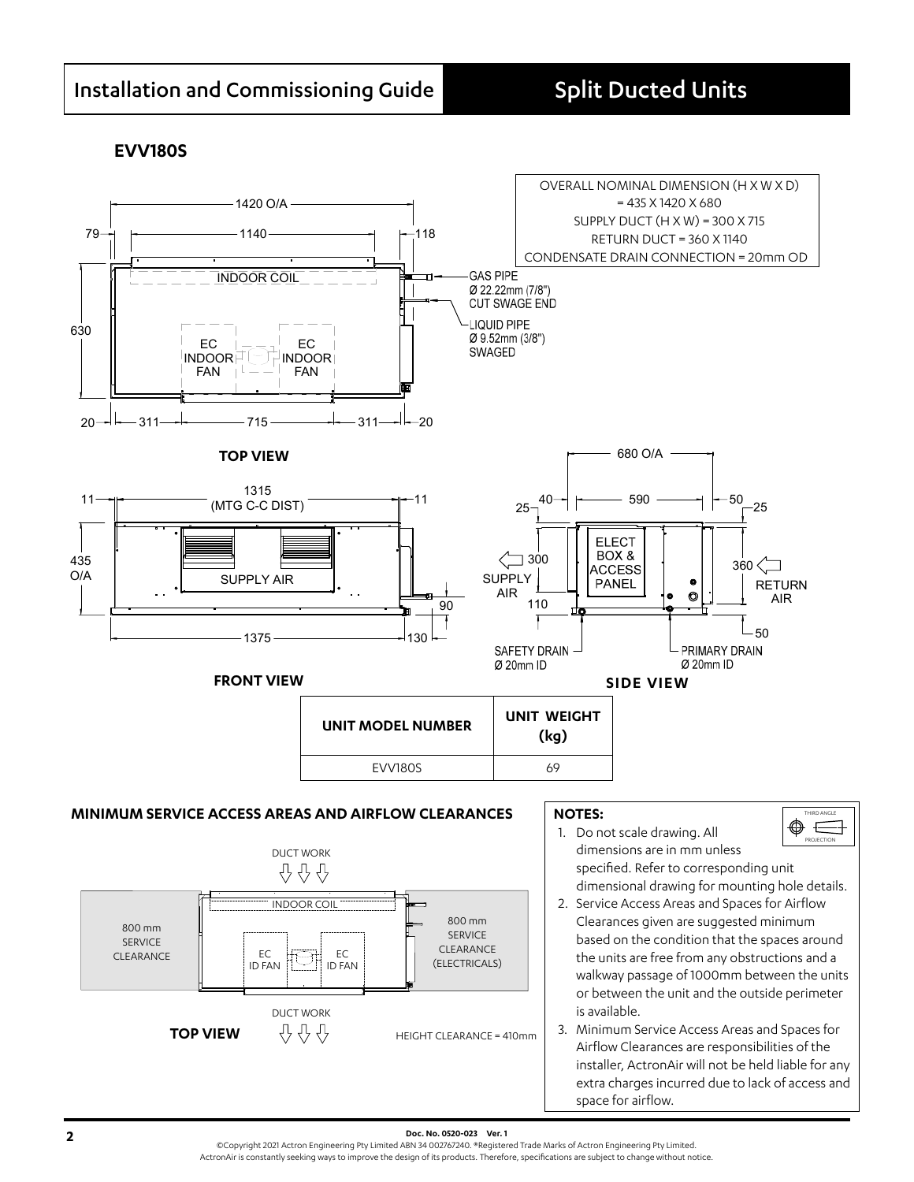## EVV180S

OVERALL NOMINAL DIMENSION (H X W X D) = 435 X 1420 X 680
SUPPLY DUCT (H X W) = 300 X 715
RETURN DUCT = 360 X 1140
CONDENSATE DRAIN CONNECTION = 20mm OD

**TOP VIEW**

GAS PIPE Ø 22.22mm (7/8") CUT SWAGE END

LIQUID PIPE Ø 9.52mm (3/8") SWAGED

**FRONT VIEW**

**SIDE VIEW**

SAFETY DRAIN Ø 20mm ID

PRIMARY DRAIN Ø 20mm ID

| UNIT MODEL NUMBER | UNIT WEIGHT (kg) |
| --- | --- |
| EVV180S | 69 |

### MINIMUM SERVICE ACCESS AREAS AND AIRFLOW CLEARANCES

800 mm SERVICE CLEARANCE

800 mm SERVICE CLEARANCE (ELECTRICALS)

**TOP VIEW**

HEIGHT CLEARANCE = 410mm

### NOTES:

1. Do not scale drawing. All dimensions are in mm unless specified. Refer to corresponding unit dimensional drawing for mounting hole details.
2. Service Access Areas and Spaces for Airflow Clearances given are suggested minimum based on the condition that the spaces around the units are free from any obstructions and a walkway passage of 1000mm between the units or between the unit and the outside perimeter is available.
3. Minimum Service Access Areas and Spaces for Airflow Clearances are responsibilities of the installer, ActronAir will not be held liable for any extra charges incurred due to lack of access and space for airflow.

Doc. No. 0520-023 Ver. 1

©Copyright 2021 Actron Engineering Pty Limited ABN 34 002767240. ®Registered Trade Marks of Actron Engineering Pty Limited.
ActronAir is constantly seeking ways to improve the design of its products. Therefore, specifications are subject to change without notice.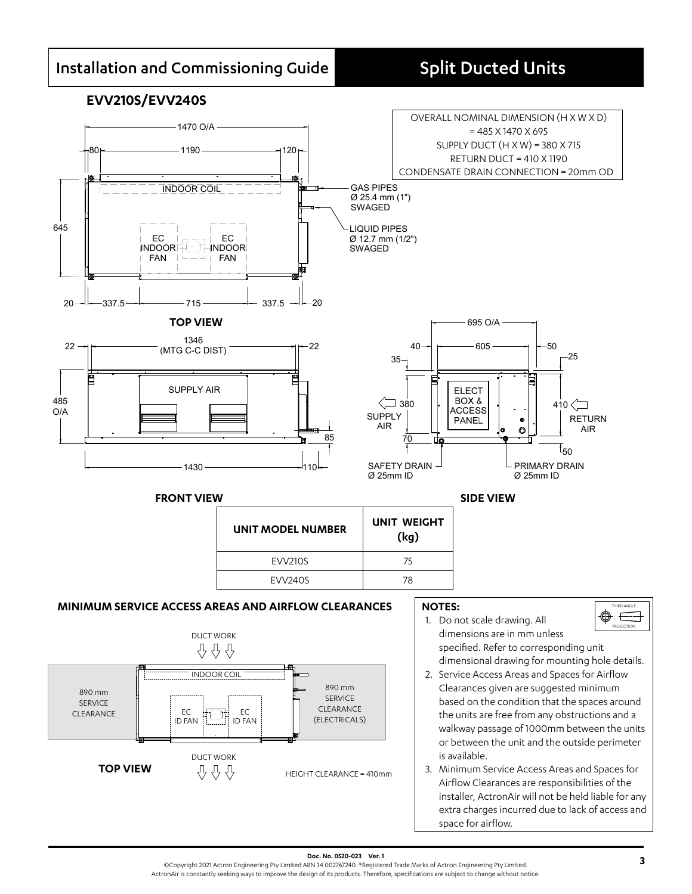## EVV210S/EVV240S

OVERALL NOMINAL DIMENSION (H X W X D)
= 485 X 1470 X 695
SUPPLY DUCT (H X W) = 380 X 715
RETURN DUCT = 410 X 1190
CONDENSATE DRAIN CONNECTION = 20mm OD

1470 O/A
80
1190
120
INDOOR COIL
GAS PIPES
Ø 25.4 mm (1")
SWAGED
645
EC INDOOR FAN
EC INDOOR FAN
LIQUID PIPES
Ø 12.7 mm (1/2")
SWAGED
20
337.5
715
337.5
20

**TOP VIEW**

22
1346
(MTG C-C DIST)
22
SUPPLY AIR
485 O/A
85
1430
110

**FRONT VIEW**

695 O/A
40
605
50
35
25
ELECT BOX & ACCESS PANEL
380
SUPPLY AIR
410
RETURN AIR
70
50
SAFETY DRAIN
Ø 25mm ID
PRIMARY DRAIN
Ø 25mm ID

**SIDE VIEW**

| UNIT MODEL NUMBER | UNIT WEIGHT (kg) |
|---|---|
| EVV210S | 75 |
| EVV240S | 78 |

### MINIMUM SERVICE ACCESS AREAS AND AIRFLOW CLEARANCES

DUCT WORK
INDOOR COIL
890 mm SERVICE CLEARANCE
EC ID FAN
EC ID FAN
890 mm SERVICE CLEARANCE (ELECTRICALS)
DUCT WORK

**TOP VIEW**

HEIGHT CLEARANCE = 410mm

**NOTES:**

THIRD ANGLE PROJECTION

1. Do not scale drawing. All dimensions are in mm unless specified. Refer to corresponding unit dimensional drawing for mounting hole details.
2. Service Access Areas and Spaces for Airflow Clearances given are suggested minimum based on the condition that the spaces around the units are free from any obstructions and a walkway passage of 1000mm between the units or between the unit and the outside perimeter is available.
3. Minimum Service Access Areas and Spaces for Airflow Clearances are responsibilities of the installer, ActronAir will not be held liable for any extra charges incurred due to lack of access and space for airflow.